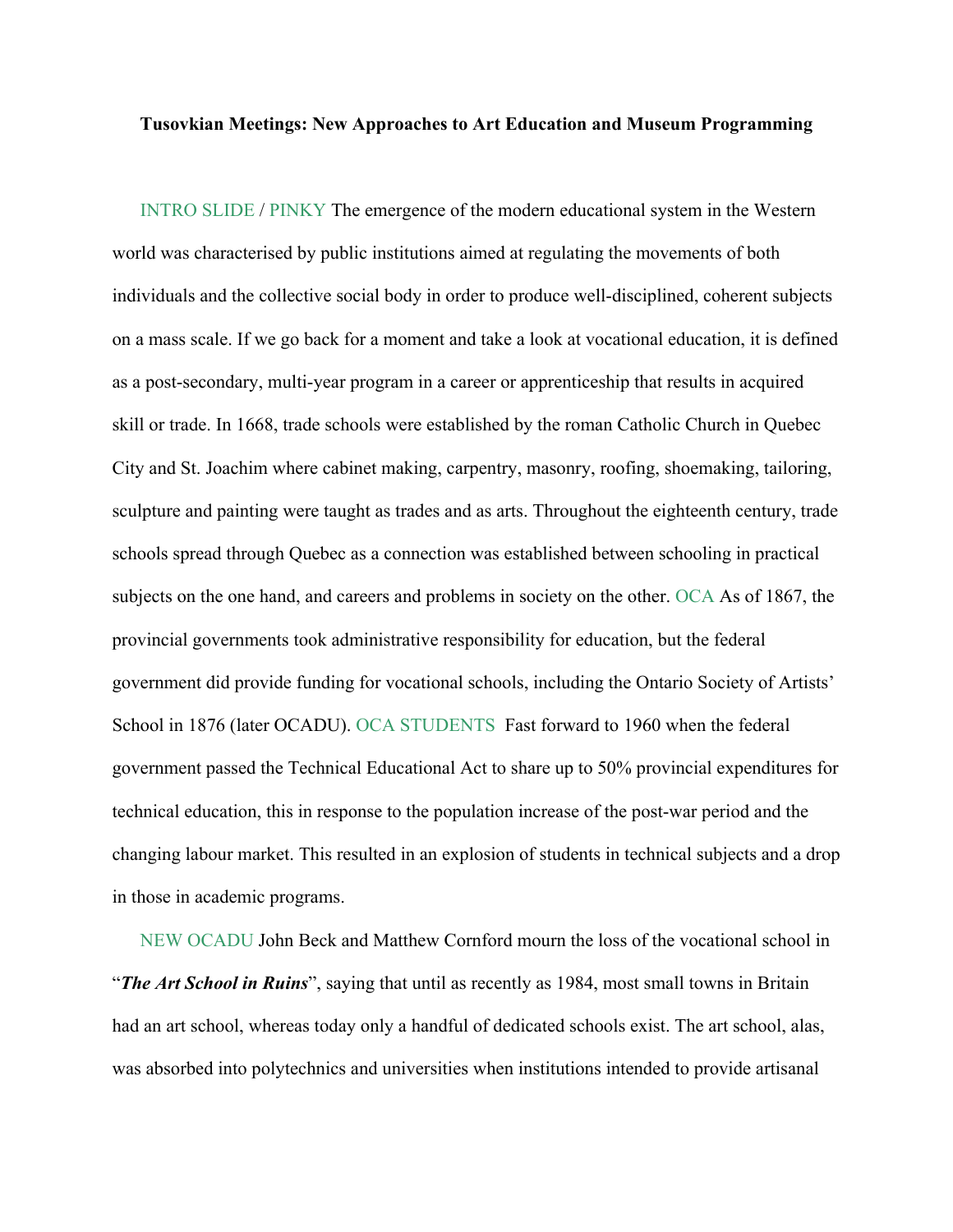**Tusovkian Meetings: New Approaches to Art Education and Museum Programming**

INTRO SLIDE / PINKY The emergence of the modern educational system in the Western world was characterised by public institutions aimed at regulating the movements of both individuals and the collective social body in order to produce well-disciplined, coherent subjects on a mass scale. If we go back for a moment and take a look at vocational education, it is defined as a post-secondary, multi-year program in a career or apprenticeship that results in acquired skill or trade. In 1668, trade schools were established by the roman Catholic Church in Quebec City and St. Joachim where cabinet making, carpentry, masonry, roofing, shoemaking, tailoring, sculpture and painting were taught as trades and as arts. Throughout the eighteenth century, trade schools spread through Quebec as a connection was established between schooling in practical subjects on the one hand, and careers and problems in society on the other. OCA As of 1867, the provincial governments took administrative responsibility for education, but the federal government did provide funding for vocational schools, including the Ontario Society of Artists' School in 1876 (later OCADU). OCA STUDENTS Fast forward to 1960 when the federal government passed the Technical Educational Act to share up to 50% provincial expenditures for technical education, this in response to the population increase of the post-war period and the changing labour market. This resulted in an explosion of students in technical subjects and a drop in those in academic programs.

NEW OCADU John Beck and Matthew Cornford mourn the loss of the vocational school in "***The Art School in Ruins***", saying that until as recently as 1984, most small towns in Britain had an art school, whereas today only a handful of dedicated schools exist. The art school, alas, was absorbed into polytechnics and universities when institutions intended to provide artisanal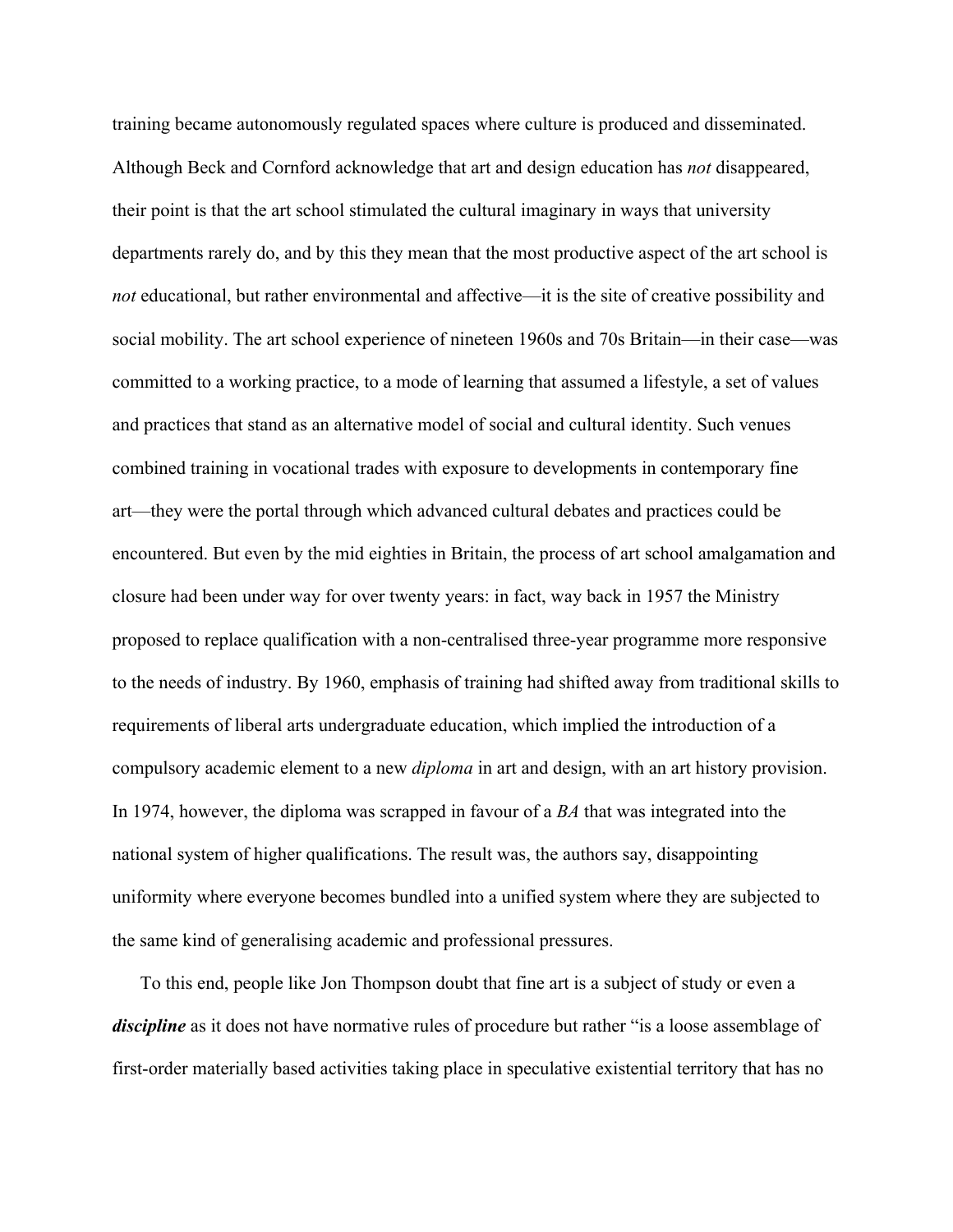training became autonomously regulated spaces where culture is produced and disseminated. Although Beck and Cornford acknowledge that art and design education has *not* disappeared, their point is that the art school stimulated the cultural imaginary in ways that university departments rarely do, and by this they mean that the most productive aspect of the art school is *not* educational, but rather environmental and affective—it is the site of creative possibility and social mobility. The art school experience of nineteen 1960s and 70s Britain—in their case—was committed to a working practice, to a mode of learning that assumed a lifestyle, a set of values and practices that stand as an alternative model of social and cultural identity. Such venues combined training in vocational trades with exposure to developments in contemporary fine art—they were the portal through which advanced cultural debates and practices could be encountered. But even by the mid eighties in Britain, the process of art school amalgamation and closure had been under way for over twenty years: in fact, way back in 1957 the Ministry proposed to replace qualification with a non-centralised three-year programme more responsive to the needs of industry. By 1960, emphasis of training had shifted away from traditional skills to requirements of liberal arts undergraduate education, which implied the introduction of a compulsory academic element to a new *diploma* in art and design, with an art history provision. In 1974, however, the diploma was scrapped in favour of a *BA* that was integrated into the national system of higher qualifications. The result was, the authors say, disappointing uniformity where everyone becomes bundled into a unified system where they are subjected to the same kind of generalising academic and professional pressures.

To this end, people like Jon Thompson doubt that fine art is a subject of study or even a ***discipline*** as it does not have normative rules of procedure but rather "is a loose assemblage of first-order materially based activities taking place in speculative existential territory that has no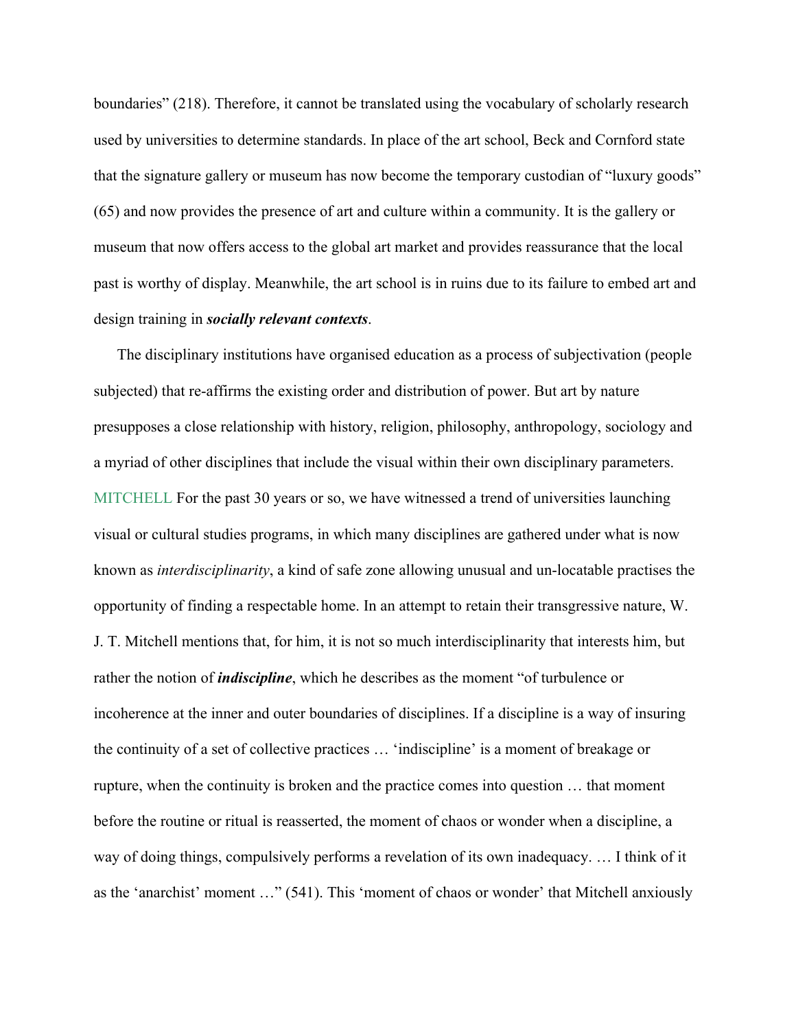boundaries" (218). Therefore, it cannot be translated using the vocabulary of scholarly research used by universities to determine standards. In place of the art school, Beck and Cornford state that the signature gallery or museum has now become the temporary custodian of "luxury goods" (65) and now provides the presence of art and culture within a community. It is the gallery or museum that now offers access to the global art market and provides reassurance that the local past is worthy of display. Meanwhile, the art school is in ruins due to its failure to embed art and design training in ***socially relevant contexts***.

The disciplinary institutions have organised education as a process of subjectivation (people subjected) that re-affirms the existing order and distribution of power. But art by nature presupposes a close relationship with history, religion, philosophy, anthropology, sociology and a myriad of other disciplines that include the visual within their own disciplinary parameters. MITCHELL For the past 30 years or so, we have witnessed a trend of universities launching visual or cultural studies programs, in which many disciplines are gathered under what is now known as *interdisciplinarity*, a kind of safe zone allowing unusual and un-locatable practises the opportunity of finding a respectable home. In an attempt to retain their transgressive nature, W. J. T. Mitchell mentions that, for him, it is not so much interdisciplinarity that interests him, but rather the notion of ***indiscipline***, which he describes as the moment "of turbulence or incoherence at the inner and outer boundaries of disciplines. If a discipline is a way of insuring the continuity of a set of collective practices … 'indiscipline' is a moment of breakage or rupture, when the continuity is broken and the practice comes into question … that moment before the routine or ritual is reasserted, the moment of chaos or wonder when a discipline, a way of doing things, compulsively performs a revelation of its own inadequacy. … I think of it as the 'anarchist' moment …" (541). This 'moment of chaos or wonder' that Mitchell anxiously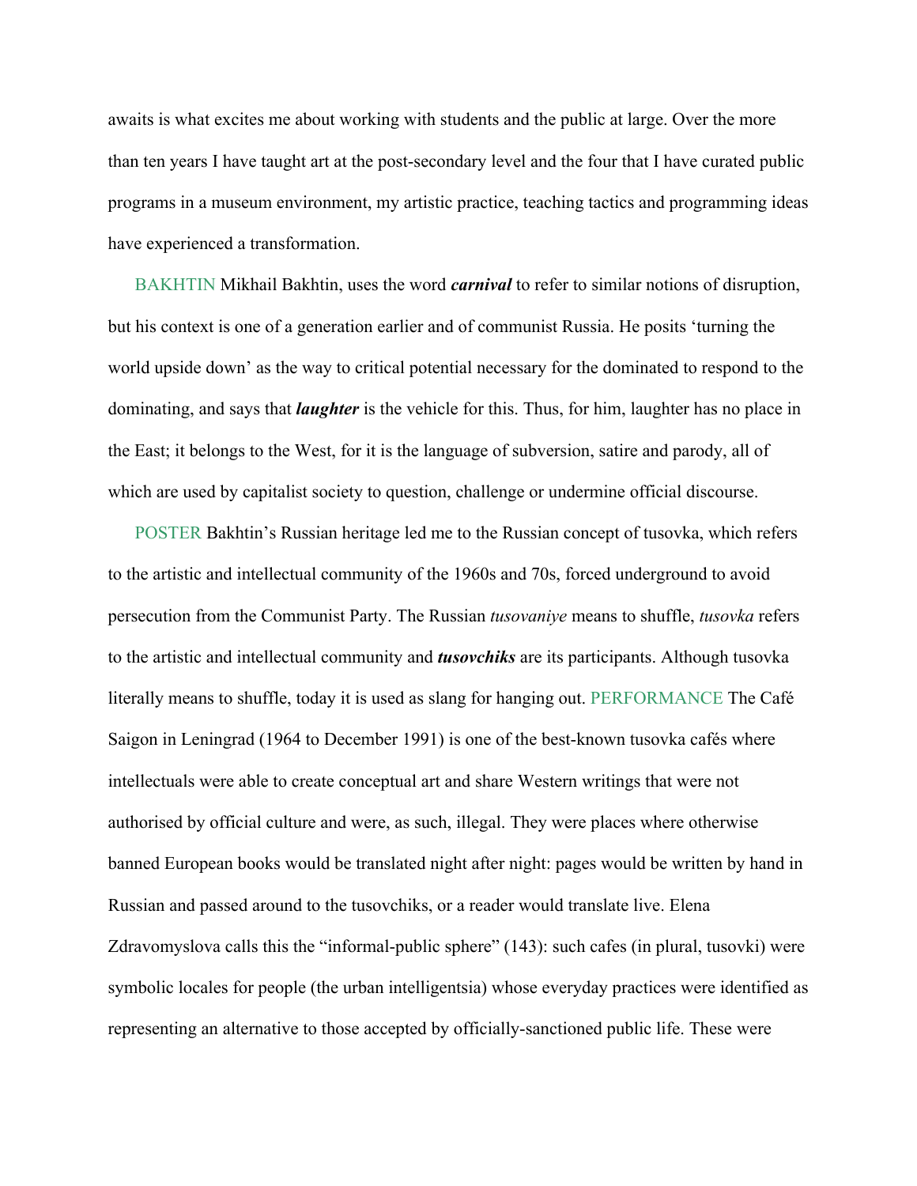awaits is what excites me about working with students and the public at large. Over the more than ten years I have taught art at the post-secondary level and the four that I have curated public programs in a museum environment, my artistic practice, teaching tactics and programming ideas have experienced a transformation.

BAKHTIN Mikhail Bakhtin, uses the word ***carnival*** to refer to similar notions of disruption, but his context is one of a generation earlier and of communist Russia. He posits 'turning the world upside down' as the way to critical potential necessary for the dominated to respond to the dominating, and says that ***laughter*** is the vehicle for this. Thus, for him, laughter has no place in the East; it belongs to the West, for it is the language of subversion, satire and parody, all of which are used by capitalist society to question, challenge or undermine official discourse.

POSTER Bakhtin's Russian heritage led me to the Russian concept of tusovka, which refers to the artistic and intellectual community of the 1960s and 70s, forced underground to avoid persecution from the Communist Party. The Russian *tusovaniye* means to shuffle, *tusovka* refers to the artistic and intellectual community and ***tusovchiks*** are its participants. Although tusovka literally means to shuffle, today it is used as slang for hanging out. PERFORMANCE The Café Saigon in Leningrad (1964 to December 1991) is one of the best-known tusovka cafés where intellectuals were able to create conceptual art and share Western writings that were not authorised by official culture and were, as such, illegal. They were places where otherwise banned European books would be translated night after night: pages would be written by hand in Russian and passed around to the tusovchiks, or a reader would translate live. Elena Zdravomyslova calls this the "informal-public sphere" (143): such cafes (in plural, tusovki) were symbolic locales for people (the urban intelligentsia) whose everyday practices were identified as representing an alternative to those accepted by officially-sanctioned public life. These were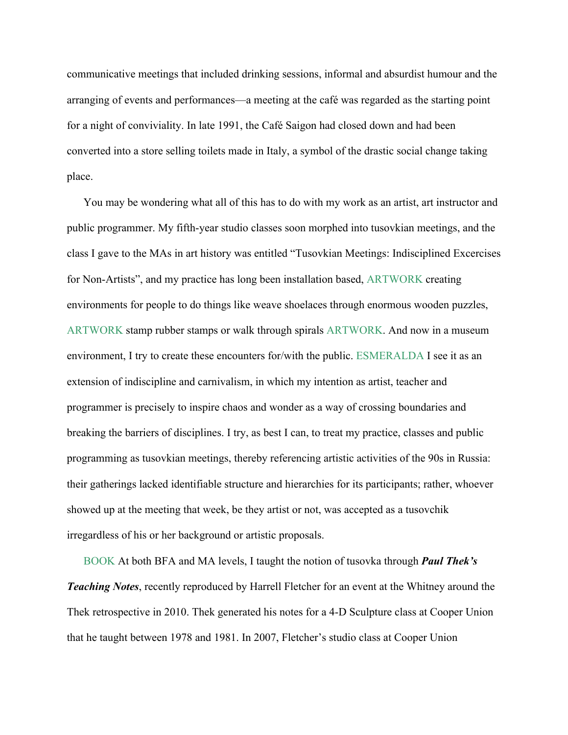communicative meetings that included drinking sessions, informal and absurdist humour and the arranging of events and performances—a meeting at the café was regarded as the starting point for a night of conviviality. In late 1991, the Café Saigon had closed down and had been converted into a store selling toilets made in Italy, a symbol of the drastic social change taking place.

You may be wondering what all of this has to do with my work as an artist, art instructor and public programmer. My fifth-year studio classes soon morphed into tusovkian meetings, and the class I gave to the MAs in art history was entitled "Tusovkian Meetings: Indisciplined Excercises for Non-Artists", and my practice has long been installation based, ARTWORK creating environments for people to do things like weave shoelaces through enormous wooden puzzles, ARTWORK stamp rubber stamps or walk through spirals ARTWORK. And now in a museum environment, I try to create these encounters for/with the public. ESMERALDA I see it as an extension of indiscipline and carnivalism, in which my intention as artist, teacher and programmer is precisely to inspire chaos and wonder as a way of crossing boundaries and breaking the barriers of disciplines. I try, as best I can, to treat my practice, classes and public programming as tusovkian meetings, thereby referencing artistic activities of the 90s in Russia: their gatherings lacked identifiable structure and hierarchies for its participants; rather, whoever showed up at the meeting that week, be they artist or not, was accepted as a tusovchik irregardless of his or her background or artistic proposals.

BOOK At both BFA and MA levels, I taught the notion of tusovka through ***Paul Thek's Teaching Notes***, recently reproduced by Harrell Fletcher for an event at the Whitney around the Thek retrospective in 2010. Thek generated his notes for a 4-D Sculpture class at Cooper Union that he taught between 1978 and 1981. In 2007, Fletcher's studio class at Cooper Union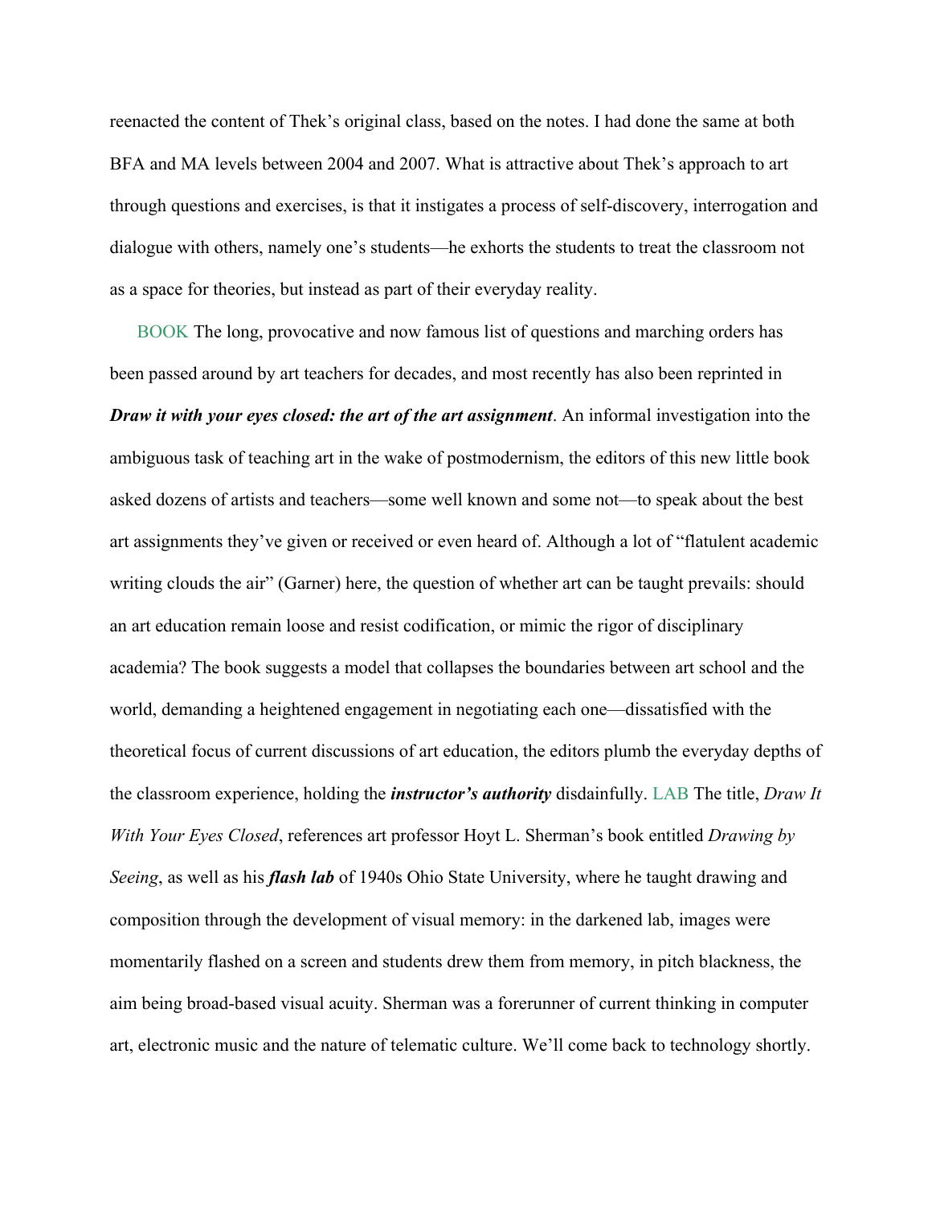reenacted the content of Thek's original class, based on the notes. I had done the same at both BFA and MA levels between 2004 and 2007. What is attractive about Thek's approach to art through questions and exercises, is that it instigates a process of self-discovery, interrogation and dialogue with others, namely one's students—he exhorts the students to treat the classroom not as a space for theories, but instead as part of their everyday reality.

BOOK The long, provocative and now famous list of questions and marching orders has been passed around by art teachers for decades, and most recently has also been reprinted in ***Draw it with your eyes closed: the art of the art assignment***. An informal investigation into the ambiguous task of teaching art in the wake of postmodernism, the editors of this new little book asked dozens of artists and teachers—some well known and some not—to speak about the best art assignments they've given or received or even heard of. Although a lot of "flatulent academic writing clouds the air" (Garner) here, the question of whether art can be taught prevails: should an art education remain loose and resist codification, or mimic the rigor of disciplinary academia? The book suggests a model that collapses the boundaries between art school and the world, demanding a heightened engagement in negotiating each one—dissatisfied with the theoretical focus of current discussions of art education, the editors plumb the everyday depths of the classroom experience, holding the ***instructor's authority*** disdainfully. LAB The title, *Draw It With Your Eyes Closed*, references art professor Hoyt L. Sherman's book entitled *Drawing by Seeing*, as well as his ***flash lab*** of 1940s Ohio State University, where he taught drawing and composition through the development of visual memory: in the darkened lab, images were momentarily flashed on a screen and students drew them from memory, in pitch blackness, the aim being broad-based visual acuity. Sherman was a forerunner of current thinking in computer art, electronic music and the nature of telematic culture. We'll come back to technology shortly.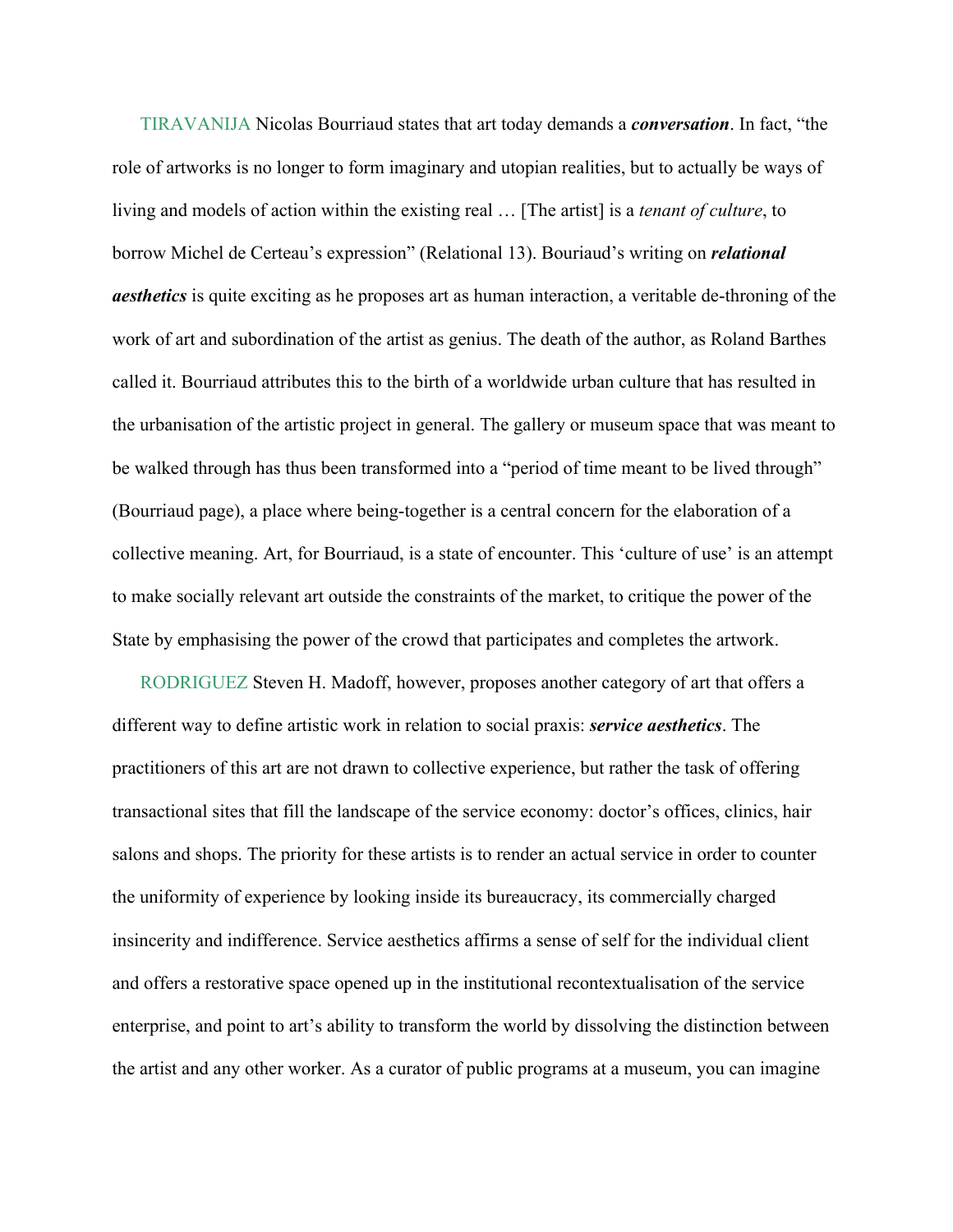TIRAVANIJA Nicolas Bourriaud states that art today demands a ***conversation***. In fact, "the role of artworks is no longer to form imaginary and utopian realities, but to actually be ways of living and models of action within the existing real … [The artist] is a *tenant of culture*, to borrow Michel de Certeau's expression" (Relational 13). Bouriaud's writing on ***relational aesthetics*** is quite exciting as he proposes art as human interaction, a veritable de-throning of the work of art and subordination of the artist as genius. The death of the author, as Roland Barthes called it. Bourriaud attributes this to the birth of a worldwide urban culture that has resulted in the urbanisation of the artistic project in general. The gallery or museum space that was meant to be walked through has thus been transformed into a "period of time meant to be lived through" (Bourriaud page), a place where being-together is a central concern for the elaboration of a collective meaning. Art, for Bourriaud, is a state of encounter. This 'culture of use' is an attempt to make socially relevant art outside the constraints of the market, to critique the power of the State by emphasising the power of the crowd that participates and completes the artwork.

RODRIGUEZ Steven H. Madoff, however, proposes another category of art that offers a different way to define artistic work in relation to social praxis: ***service aesthetics***. The practitioners of this art are not drawn to collective experience, but rather the task of offering transactional sites that fill the landscape of the service economy: doctor's offices, clinics, hair salons and shops. The priority for these artists is to render an actual service in order to counter the uniformity of experience by looking inside its bureaucracy, its commercially charged insincerity and indifference. Service aesthetics affirms a sense of self for the individual client and offers a restorative space opened up in the institutional recontextualisation of the service enterprise, and point to art's ability to transform the world by dissolving the distinction between the artist and any other worker. As a curator of public programs at a museum, you can imagine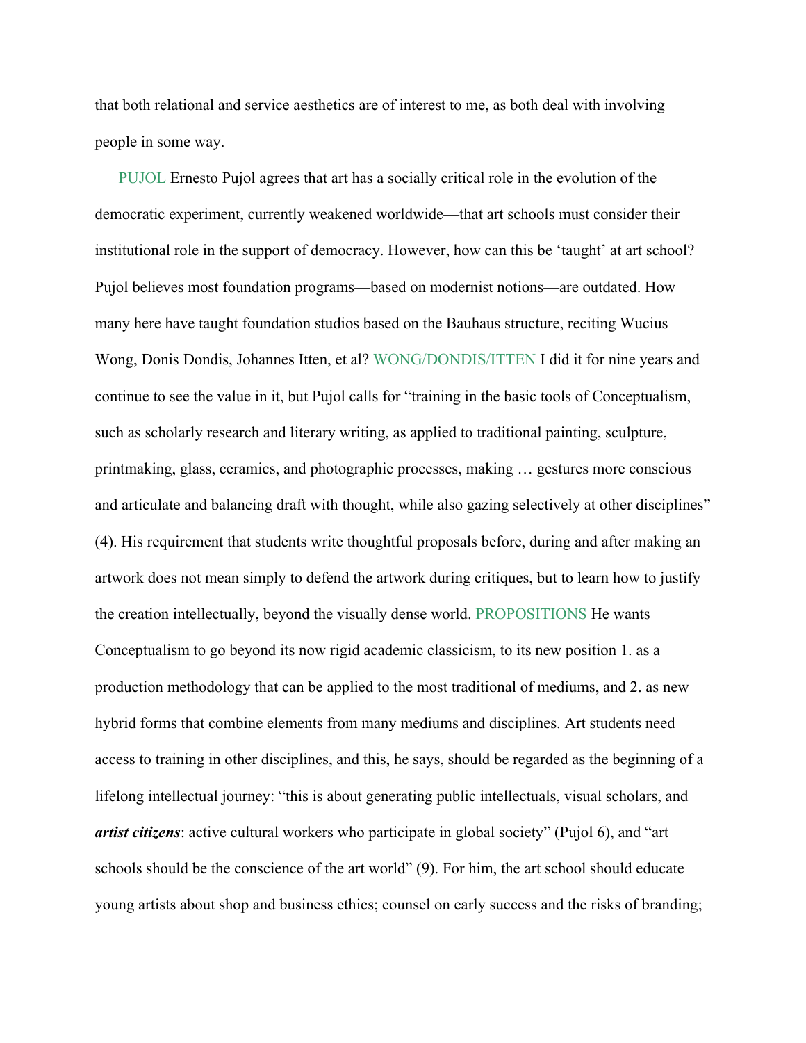that both relational and service aesthetics are of interest to me, as both deal with involving people in some way.

PUJOL Ernesto Pujol agrees that art has a socially critical role in the evolution of the democratic experiment, currently weakened worldwide—that art schools must consider their institutional role in the support of democracy. However, how can this be 'taught' at art school? Pujol believes most foundation programs—based on modernist notions—are outdated. How many here have taught foundation studios based on the Bauhaus structure, reciting Wucius Wong, Donis Dondis, Johannes Itten, et al? WONG/DONDIS/ITTEN I did it for nine years and continue to see the value in it, but Pujol calls for "training in the basic tools of Conceptualism, such as scholarly research and literary writing, as applied to traditional painting, sculpture, printmaking, glass, ceramics, and photographic processes, making … gestures more conscious and articulate and balancing draft with thought, while also gazing selectively at other disciplines" (4). His requirement that students write thoughtful proposals before, during and after making an artwork does not mean simply to defend the artwork during critiques, but to learn how to justify the creation intellectually, beyond the visually dense world. PROPOSITIONS He wants Conceptualism to go beyond its now rigid academic classicism, to its new position 1. as a production methodology that can be applied to the most traditional of mediums, and 2. as new hybrid forms that combine elements from many mediums and disciplines. Art students need access to training in other disciplines, and this, he says, should be regarded as the beginning of a lifelong intellectual journey: "this is about generating public intellectuals, visual scholars, and ***artist citizens***: active cultural workers who participate in global society" (Pujol 6), and "art schools should be the conscience of the art world" (9). For him, the art school should educate young artists about shop and business ethics; counsel on early success and the risks of branding;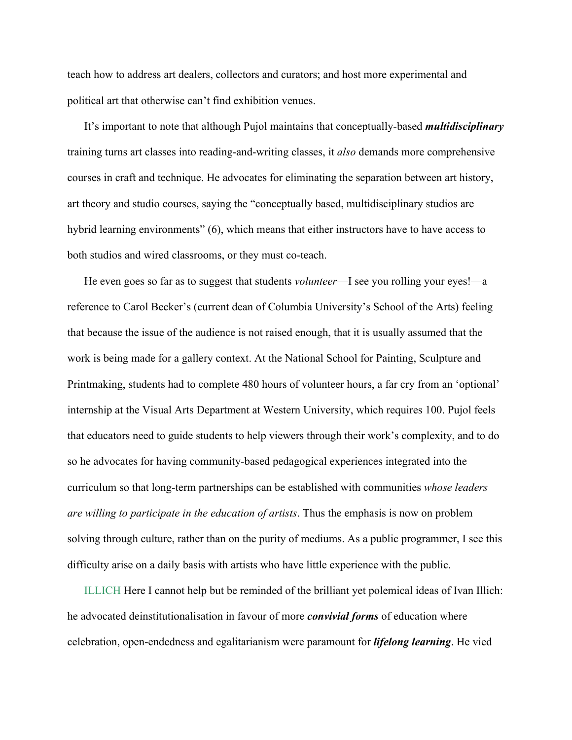teach how to address art dealers, collectors and curators; and host more experimental and political art that otherwise can't find exhibition venues.

It's important to note that although Pujol maintains that conceptually-based ***multidisciplinary*** training turns art classes into reading-and-writing classes, it *also* demands more comprehensive courses in craft and technique. He advocates for eliminating the separation between art history, art theory and studio courses, saying the "conceptually based, multidisciplinary studios are hybrid learning environments" (6), which means that either instructors have to have access to both studios and wired classrooms, or they must co-teach.

He even goes so far as to suggest that students *volunteer*—I see you rolling your eyes!—a reference to Carol Becker's (current dean of Columbia University's School of the Arts) feeling that because the issue of the audience is not raised enough, that it is usually assumed that the work is being made for a gallery context. At the National School for Painting, Sculpture and Printmaking, students had to complete 480 hours of volunteer hours, a far cry from an 'optional' internship at the Visual Arts Department at Western University, which requires 100. Pujol feels that educators need to guide students to help viewers through their work's complexity, and to do so he advocates for having community-based pedagogical experiences integrated into the curriculum so that long-term partnerships can be established with communities *whose leaders are willing to participate in the education of artists*. Thus the emphasis is now on problem solving through culture, rather than on the purity of mediums. As a public programmer, I see this difficulty arise on a daily basis with artists who have little experience with the public.

ILLICH Here I cannot help but be reminded of the brilliant yet polemical ideas of Ivan Illich: he advocated deinstitutionalisation in favour of more ***convivial forms*** of education where celebration, open-endedness and egalitarianism were paramount for ***lifelong learning***. He vied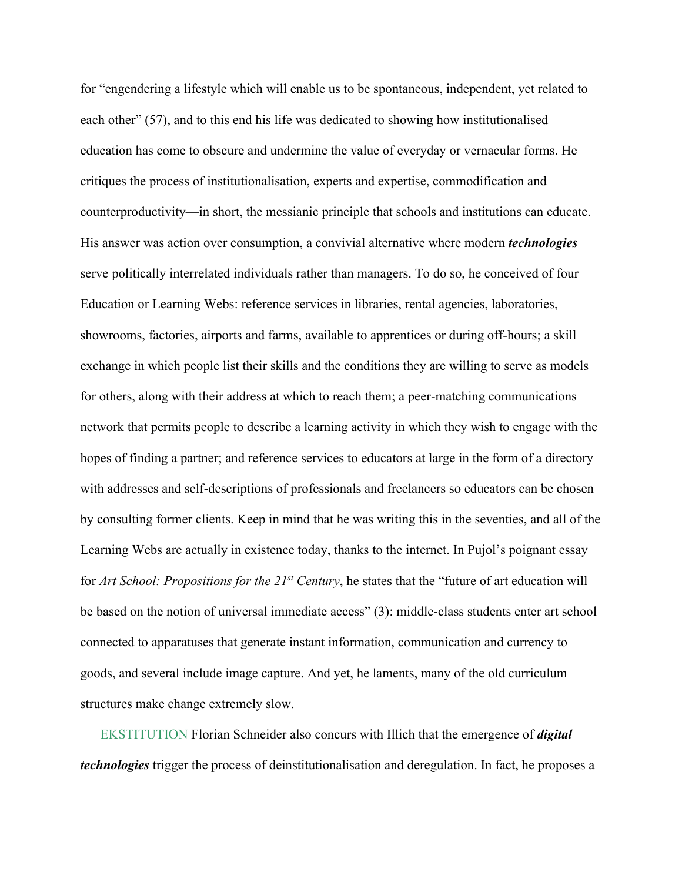for "engendering a lifestyle which will enable us to be spontaneous, independent, yet related to each other" (57), and to this end his life was dedicated to showing how institutionalised education has come to obscure and undermine the value of everyday or vernacular forms. He critiques the process of institutionalisation, experts and expertise, commodification and counterproductivity—in short, the messianic principle that schools and institutions can educate. His answer was action over consumption, a convivial alternative where modern ***technologies*** serve politically interrelated individuals rather than managers. To do so, he conceived of four Education or Learning Webs: reference services in libraries, rental agencies, laboratories, showrooms, factories, airports and farms, available to apprentices or during off-hours; a skill exchange in which people list their skills and the conditions they are willing to serve as models for others, along with their address at which to reach them; a peer-matching communications network that permits people to describe a learning activity in which they wish to engage with the hopes of finding a partner; and reference services to educators at large in the form of a directory with addresses and self-descriptions of professionals and freelancers so educators can be chosen by consulting former clients. Keep in mind that he was writing this in the seventies, and all of the Learning Webs are actually in existence today, thanks to the internet. In Pujol's poignant essay for *Art School: Propositions for the 21st Century*, he states that the "future of art education will be based on the notion of universal immediate access" (3): middle-class students enter art school connected to apparatuses that generate instant information, communication and currency to goods, and several include image capture. And yet, he laments, many of the old curriculum structures make change extremely slow.

EKSTITUTION Florian Schneider also concurs with Illich that the emergence of ***digital technologies*** trigger the process of deinstitutionalisation and deregulation. In fact, he proposes a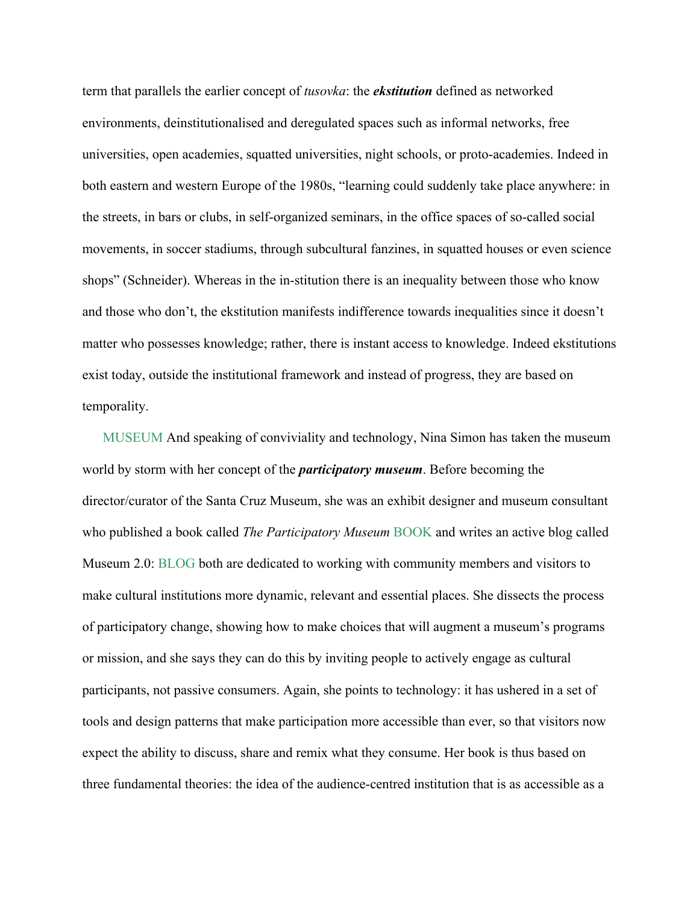term that parallels the earlier concept of *tusovka*: the ***ekstitution*** defined as networked environments, deinstitutionalised and deregulated spaces such as informal networks, free universities, open academies, squatted universities, night schools, or proto-academies. Indeed in both eastern and western Europe of the 1980s, "learning could suddenly take place anywhere: in the streets, in bars or clubs, in self-organized seminars, in the office spaces of so-called social movements, in soccer stadiums, through subcultural fanzines, in squatted houses or even science shops" (Schneider). Whereas in the in-stitution there is an inequality between those who know and those who don't, the ekstitution manifests indifference towards inequalities since it doesn't matter who possesses knowledge; rather, there is instant access to knowledge. Indeed ekstitutions exist today, outside the institutional framework and instead of progress, they are based on temporality.

MUSEUM And speaking of conviviality and technology, Nina Simon has taken the museum world by storm with her concept of the ***participatory museum***. Before becoming the director/curator of the Santa Cruz Museum, she was an exhibit designer and museum consultant who published a book called *The Participatory Museum* BOOK and writes an active blog called Museum 2.0: BLOG both are dedicated to working with community members and visitors to make cultural institutions more dynamic, relevant and essential places. She dissects the process of participatory change, showing how to make choices that will augment a museum's programs or mission, and she says they can do this by inviting people to actively engage as cultural participants, not passive consumers. Again, she points to technology: it has ushered in a set of tools and design patterns that make participation more accessible than ever, so that visitors now expect the ability to discuss, share and remix what they consume. Her book is thus based on three fundamental theories: the idea of the audience-centred institution that is as accessible as a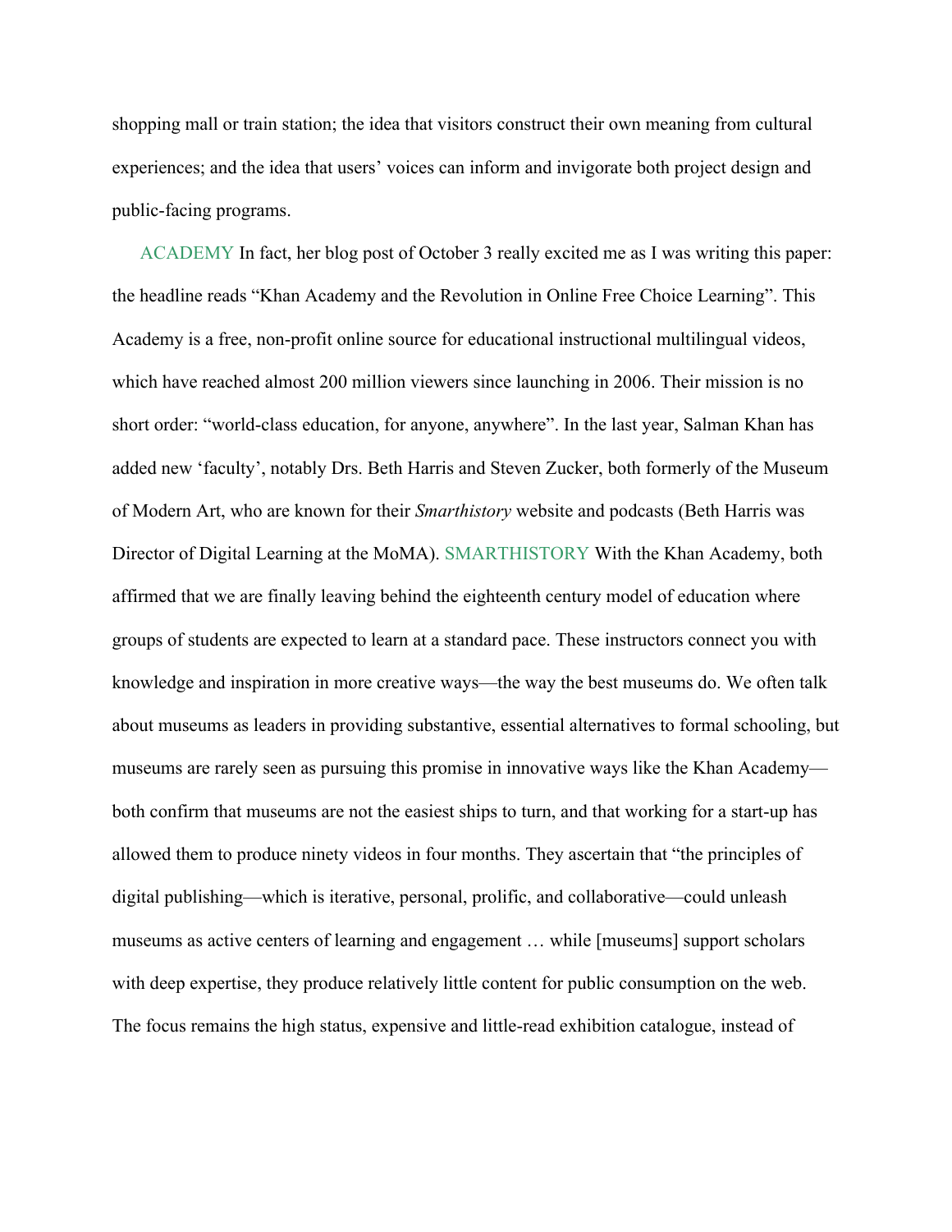shopping mall or train station; the idea that visitors construct their own meaning from cultural experiences; and the idea that users' voices can inform and invigorate both project design and public-facing programs.

ACADEMY In fact, her blog post of October 3 really excited me as I was writing this paper: the headline reads "Khan Academy and the Revolution in Online Free Choice Learning". This Academy is a free, non-profit online source for educational instructional multilingual videos, which have reached almost 200 million viewers since launching in 2006. Their mission is no short order: "world-class education, for anyone, anywhere". In the last year, Salman Khan has added new 'faculty', notably Drs. Beth Harris and Steven Zucker, both formerly of the Museum of Modern Art, who are known for their *Smarthistory* website and podcasts (Beth Harris was Director of Digital Learning at the MoMA). SMARTHISTORY With the Khan Academy, both affirmed that we are finally leaving behind the eighteenth century model of education where groups of students are expected to learn at a standard pace. These instructors connect you with knowledge and inspiration in more creative ways—the way the best museums do. We often talk about museums as leaders in providing substantive, essential alternatives to formal schooling, but museums are rarely seen as pursuing this promise in innovative ways like the Khan Academy—both confirm that museums are not the easiest ships to turn, and that working for a start-up has allowed them to produce ninety videos in four months. They ascertain that "the principles of digital publishing—which is iterative, personal, prolific, and collaborative—could unleash museums as active centers of learning and engagement … while [museums] support scholars with deep expertise, they produce relatively little content for public consumption on the web. The focus remains the high status, expensive and little-read exhibition catalogue, instead of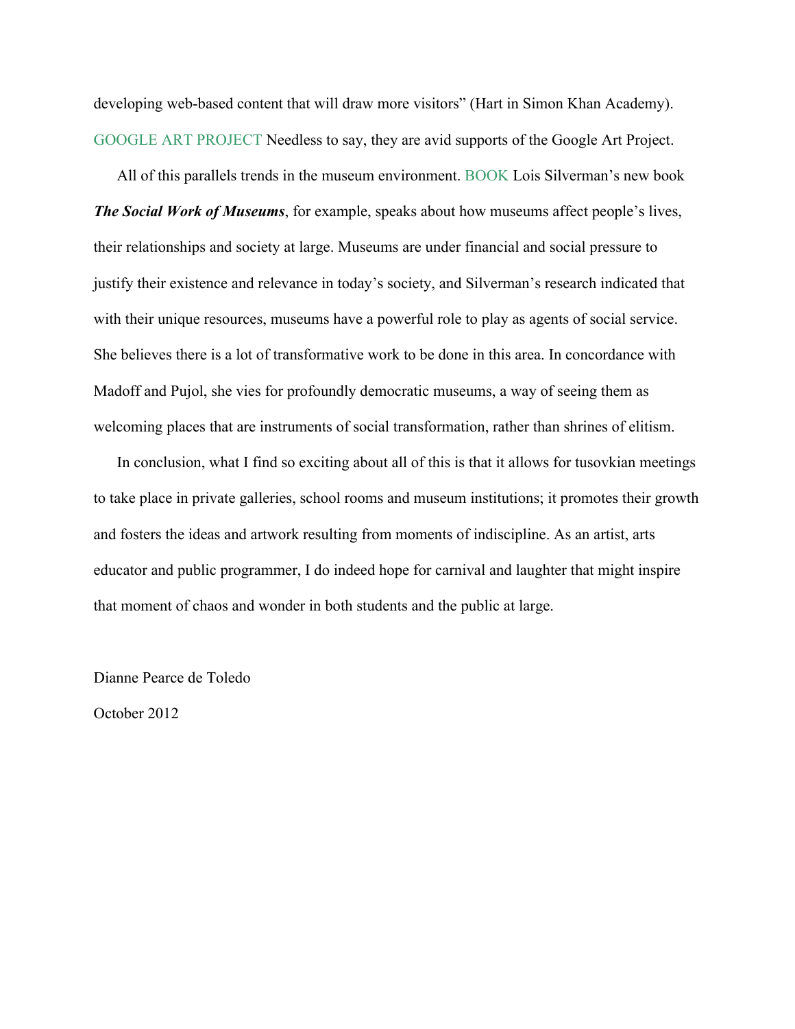developing web-based content that will draw more visitors" (Hart in Simon Khan Academy). GOOGLE ART PROJECT Needless to say, they are avid supports of the Google Art Project.

All of this parallels trends in the museum environment. BOOK Lois Silverman's new book ***The Social Work of Museums***, for example, speaks about how museums affect people's lives, their relationships and society at large. Museums are under financial and social pressure to justify their existence and relevance in today's society, and Silverman's research indicated that with their unique resources, museums have a powerful role to play as agents of social service. She believes there is a lot of transformative work to be done in this area. In concordance with Madoff and Pujol, she vies for profoundly democratic museums, a way of seeing them as welcoming places that are instruments of social transformation, rather than shrines of elitism.

In conclusion, what I find so exciting about all of this is that it allows for tusovkian meetings to take place in private galleries, school rooms and museum institutions; it promotes their growth and fosters the ideas and artwork resulting from moments of indiscipline. As an artist, arts educator and public programmer, I do indeed hope for carnival and laughter that might inspire that moment of chaos and wonder in both students and the public at large.

Dianne Pearce de Toledo

October 2012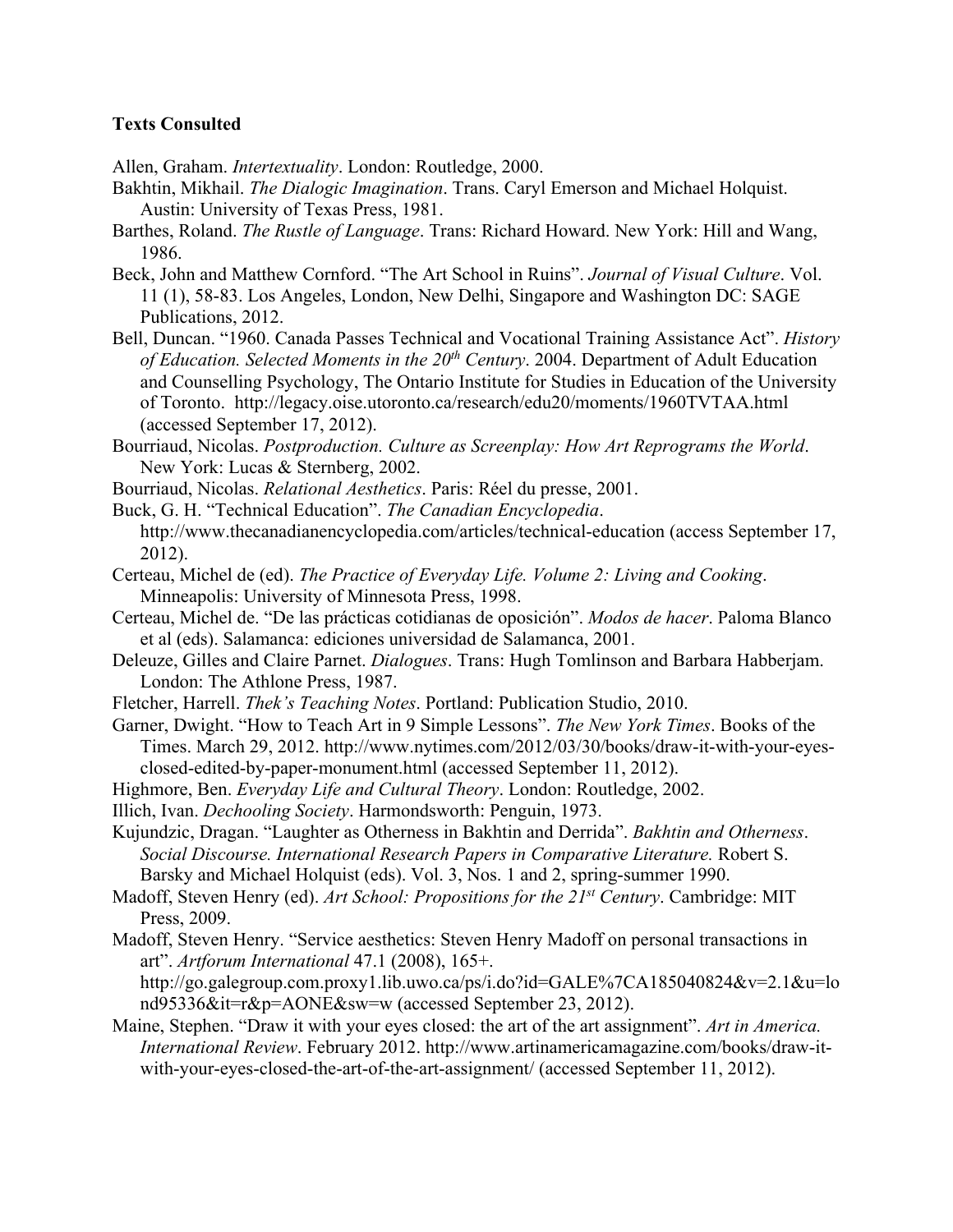**Texts Consulted**

Allen, Graham. *Intertextuality*. London: Routledge, 2000.

Bakhtin, Mikhail. *The Dialogic Imagination*. Trans. Caryl Emerson and Michael Holquist. Austin: University of Texas Press, 1981.

Barthes, Roland. *The Rustle of Language*. Trans: Richard Howard. New York: Hill and Wang, 1986.

Beck, John and Matthew Cornford. "The Art School in Ruins". *Journal of Visual Culture*. Vol. 11 (1), 58-83. Los Angeles, London, New Delhi, Singapore and Washington DC: SAGE Publications, 2012.

Bell, Duncan. "1960. Canada Passes Technical and Vocational Training Assistance Act". *History of Education. Selected Moments in the 20th Century*. 2004. Department of Adult Education and Counselling Psychology, The Ontario Institute for Studies in Education of the University of Toronto. http://legacy.oise.utoronto.ca/research/edu20/moments/1960TVTAA.html (accessed September 17, 2012).

Bourriaud, Nicolas. *Postproduction. Culture as Screenplay: How Art Reprograms the World*. New York: Lucas & Sternberg, 2002.

Bourriaud, Nicolas. *Relational Aesthetics*. Paris: Réel du presse, 2001.

Buck, G. H. "Technical Education". *The Canadian Encyclopedia*. http://www.thecanadianencyclopedia.com/articles/technical-education (access September 17, 2012).

Certeau, Michel de (ed). *The Practice of Everyday Life. Volume 2: Living and Cooking*. Minneapolis: University of Minnesota Press, 1998.

Certeau, Michel de. "De las prácticas cotidianas de oposición". *Modos de hacer*. Paloma Blanco et al (eds). Salamanca: ediciones universidad de Salamanca, 2001.

Deleuze, Gilles and Claire Parnet. *Dialogues*. Trans: Hugh Tomlinson and Barbara Habberjam. London: The Athlone Press, 1987.

Fletcher, Harrell. *Thek's Teaching Notes*. Portland: Publication Studio, 2010.

Garner, Dwight. "How to Teach Art in 9 Simple Lessons". *The New York Times*. Books of the Times. March 29, 2012. http://www.nytimes.com/2012/03/30/books/draw-it-with-your-eyes-closed-edited-by-paper-monument.html (accessed September 11, 2012).

Highmore, Ben. *Everyday Life and Cultural Theory*. London: Routledge, 2002.

Illich, Ivan. *Dechooling Society*. Harmondsworth: Penguin, 1973.

Kujundzic, Dragan. "Laughter as Otherness in Bakhtin and Derrida". *Bakhtin and Otherness. Social Discourse. International Research Papers in Comparative Literature.* Robert S. Barsky and Michael Holquist (eds). Vol. 3, Nos. 1 and 2, spring-summer 1990.

Madoff, Steven Henry (ed). *Art School: Propositions for the 21st Century*. Cambridge: MIT Press, 2009.

Madoff, Steven Henry. "Service aesthetics: Steven Henry Madoff on personal transactions in art". *Artforum International* 47.1 (2008), 165+. http://go.galegroup.com.proxy1.lib.uwo.ca/ps/i.do?id=GALE%7CA185040824&v=2.1&u=lond95336&it=r&p=AONE&sw=w (accessed September 23, 2012).

Maine, Stephen. "Draw it with your eyes closed: the art of the art assignment". *Art in America. International Review*. February 2012. http://www.artinamericamagazine.com/books/draw-it-with-your-eyes-closed-the-art-of-the-art-assignment/ (accessed September 11, 2012).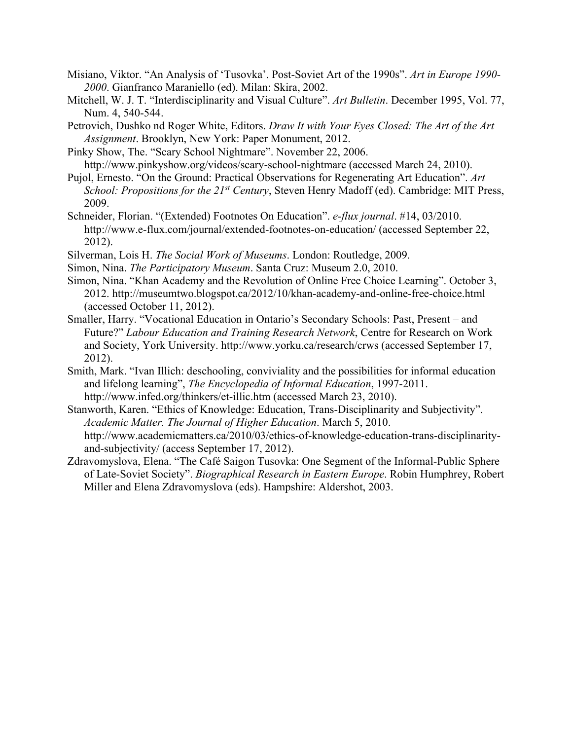Misiano, Viktor. "An Analysis of 'Tusovka'. Post-Soviet Art of the 1990s". *Art in Europe 1990-2000*. Gianfranco Maraniello (ed). Milan: Skira, 2002.

Mitchell, W. J. T. "Interdisciplinarity and Visual Culture". *Art Bulletin*. December 1995, Vol. 77, Num. 4, 540-544.

Petrovich, Dushko nd Roger White, Editors. *Draw It with Your Eyes Closed: The Art of the Art Assignment*. Brooklyn, New York: Paper Monument, 2012.

Pinky Show, The. "Scary School Nightmare". November 22, 2006. http://www.pinkyshow.org/videos/scary-school-nightmare (accessed March 24, 2010).

Pujol, Ernesto. "On the Ground: Practical Observations for Regenerating Art Education". *Art School: Propositions for the 21st Century*, Steven Henry Madoff (ed). Cambridge: MIT Press, 2009.

Schneider, Florian. "(Extended) Footnotes On Education". *e-flux journal*. #14, 03/2010. http://www.e-flux.com/journal/extended-footnotes-on-education/ (accessed September 22, 2012).

Silverman, Lois H. *The Social Work of Museums*. London: Routledge, 2009.

Simon, Nina. *The Participatory Museum*. Santa Cruz: Museum 2.0, 2010.

Simon, Nina. "Khan Academy and the Revolution of Online Free Choice Learning". October 3, 2012. http://museumtwo.blogspot.ca/2012/10/khan-academy-and-online-free-choice.html (accessed October 11, 2012).

Smaller, Harry. "Vocational Education in Ontario's Secondary Schools: Past, Present – and Future?" *Labour Education and Training Research Network*, Centre for Research on Work and Society, York University. http://www.yorku.ca/research/crws (accessed September 17, 2012).

Smith, Mark. "Ivan Illich: deschooling, conviviality and the possibilities for informal education and lifelong learning", *The Encyclopedia of Informal Education*, 1997-2011. http://www.infed.org/thinkers/et-illic.htm (accessed March 23, 2010).

Stanworth, Karen. "Ethics of Knowledge: Education, Trans-Disciplinarity and Subjectivity". *Academic Matter. The Journal of Higher Education*. March 5, 2010. http://www.academicmatters.ca/2010/03/ethics-of-knowledge-education-trans-disciplinarity-and-subjectivity/ (access September 17, 2012).

Zdravomyslova, Elena. "The Café Saigon Tusovka: One Segment of the Informal-Public Sphere of Late-Soviet Society". *Biographical Research in Eastern Europe*. Robin Humphrey, Robert Miller and Elena Zdravomyslova (eds). Hampshire: Aldershot, 2003.